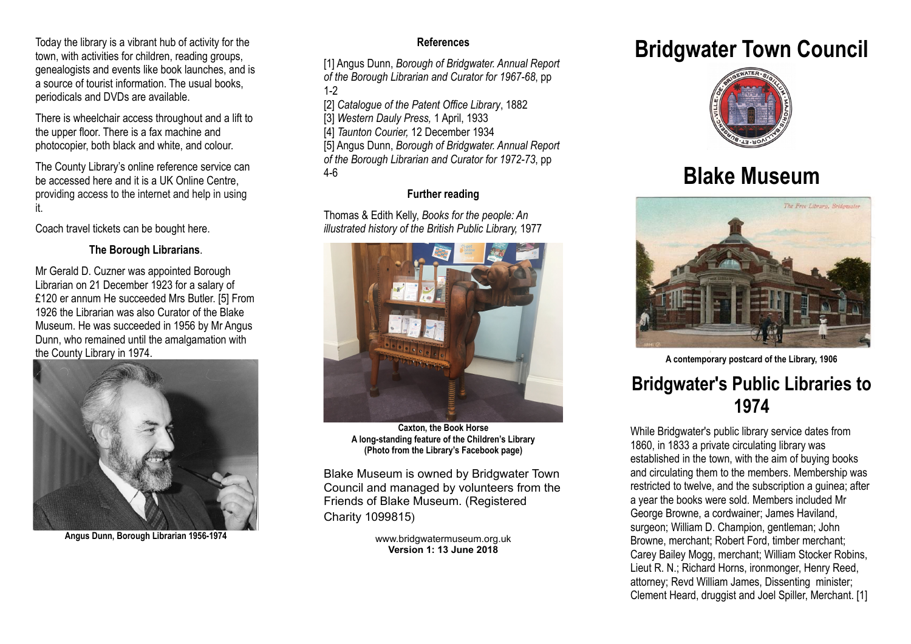Today the library is a vibrant hub of activity for the town, with activities for children, reading groups, genealogists and events like book launches, and is a source of tourist information. The usual books, periodicals and DVDs are available.

There is wheelchair access throughout and a lift to the upper floor. There is a fax machine and photocopier, both black and white, and colour.

The County Library's online reference service can be accessed here and it is a UK Online Centre, providing access to the internet and help in using it.

Coach travel tickets can be bought here.

**The Borough Librarians**.

Mr Gerald D. Cuzner was appointed Borough Librarian on 21 December 1923 for a salary of £120 er annum He succeeded Mrs Butler. [5] From 1926 the Librarian was also Curator of the Blake Museum. He was succeeded in 1956 by Mr Angus Dunn, who remained until the amalgamation with the County Library in 1974.

**Angus Dunn, Borough Librarian 1956-1974**

**References**

[1] Angus Dunn, *Borough of Bridgwater. Annual Report of the Borough Librarian and Curator for 1967-68*, pp 1-2
[2] *Catalogue of the Patent Office Library*, 1882
[3] *Western Dauly Press,* 1 April, 1933
[4] *Taunton Courier,* 12 December 1934
[5] Angus Dunn, *Borough of Bridgwater. Annual Report of the Borough Librarian and Curator for 1972-73*, pp 4-6

**Further reading**

Thomas & Edith Kelly, *Books for the people: An illustrated history of the British Public Library,* 1977

**Caxton, the Book Horse**
**A long-standing feature of the Children's Library**
**(Photo from the Library's Facebook page)**

Blake Museum is owned by Bridgwater Town Council and managed by volunteers from the Friends of Blake Museum. (Registered Charity 1099815)

www.bridgwatermuseum.org.uk
**Version 1: 13 June 2018**

# Bridgwater Town Council

# Blake Museum

**A contemporary postcard of the Library, 1906**

## Bridgwater's Public Libraries to 1974

While Bridgwater's public library service dates from 1860, in 1833 a private circulating library was established in the town, with the aim of buying books and circulating them to the members. Membership was restricted to twelve, and the subscription a guinea; after a year the books were sold. Members included Mr George Browne, a cordwainer; James Haviland, surgeon; William D. Champion, gentleman; John Browne, merchant; Robert Ford, timber merchant; Carey Bailey Mogg, merchant; William Stocker Robins, Lieut R. N.; Richard Horns, ironmonger, Henry Reed, attorney; Revd William James, Dissenting minister; Clement Heard, druggist and Joel Spiller, Merchant. [1]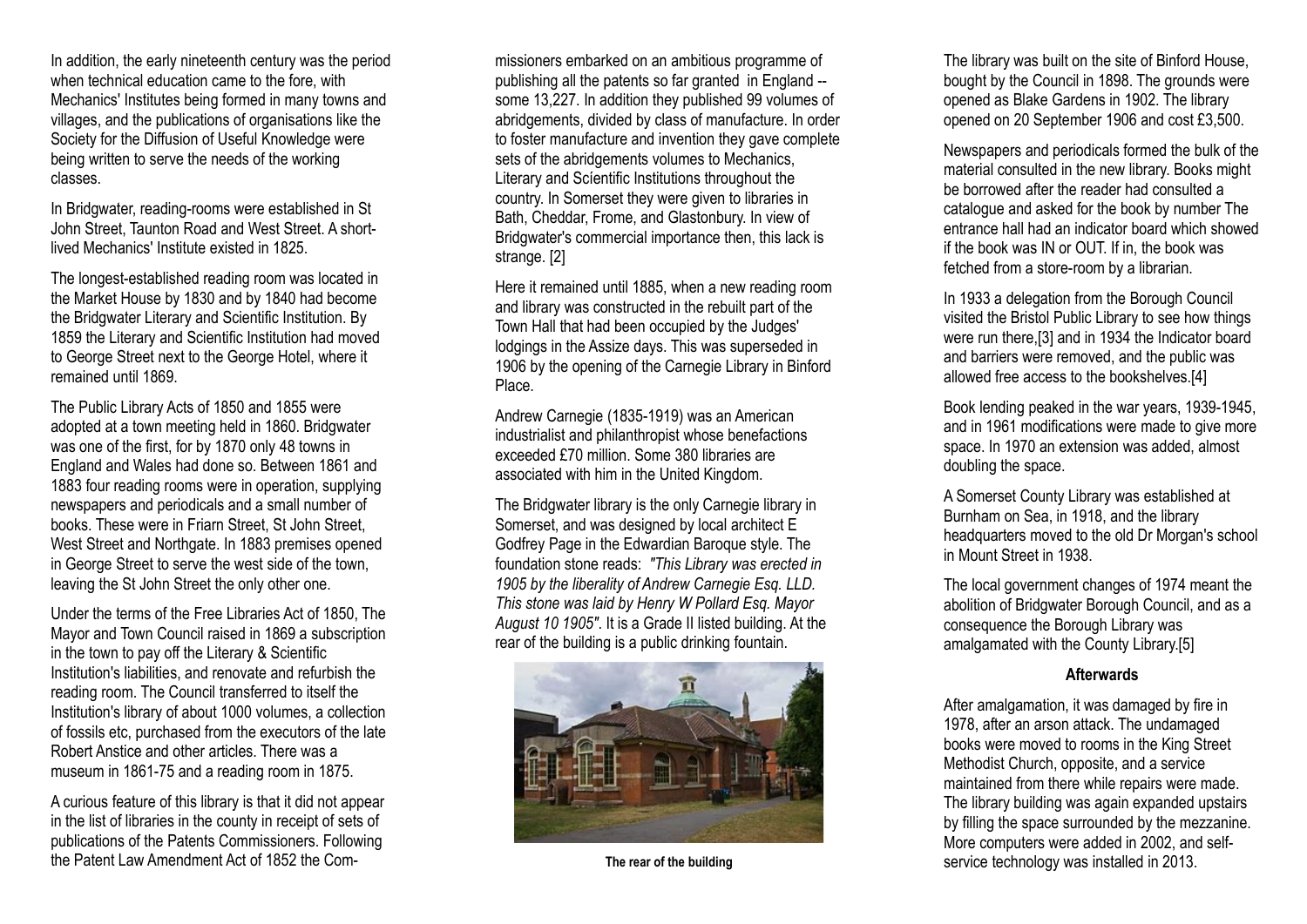In addition, the early nineteenth century was the period when technical education came to the fore, with Mechanics' Institutes being formed in many towns and villages, and the publications of organisations like the Society for the Diffusion of Useful Knowledge were being written to serve the needs of the working classes.

In Bridgwater, reading-rooms were established in St John Street, Taunton Road and West Street. A short-lived Mechanics' Institute existed in 1825.

The longest-established reading room was located in the Market House by 1830 and by 1840 had become the Bridgwater Literary and Scientific Institution. By 1859 the Literary and Scientific Institution had moved to George Street next to the George Hotel, where it remained until 1869.

The Public Library Acts of 1850 and 1855 were adopted at a town meeting held in 1860. Bridgwater was one of the first, for by 1870 only 48 towns in England and Wales had done so. Between 1861 and 1883 four reading rooms were in operation, supplying newspapers and periodicals and a small number of books. These were in Friarn Street, St John Street, West Street and Northgate. In 1883 premises opened in George Street to serve the west side of the town, leaving the St John Street the only other one.

Under the terms of the Free Libraries Act of 1850, The Mayor and Town Council raised in 1869 a subscription in the town to pay off the Literary & Scientific Institution's liabilities, and renovate and refurbish the reading room. The Council transferred to itself the Institution's library of about 1000 volumes, a collection of fossils etc, purchased from the executors of the late Robert Anstice and other articles. There was a museum in 1861-75 and a reading room in 1875.

A curious feature of this library is that it did not appear in the list of libraries in the county in receipt of sets of publications of the Patents Commissioners. Following the Patent Law Amendment Act of 1852 the Commissioners embarked on an ambitious programme of publishing all the patents so far granted in England -- some 13,227. In addition they published 99 volumes of abridgements, divided by class of manufacture. In order to foster manufacture and invention they gave complete sets of the abridgements volumes to Mechanics, Literary and Scientific Institutions throughout the country. In Somerset they were given to libraries in Bath, Cheddar, Frome, and Glastonbury. In view of Bridgwater's commercial importance then, this lack is strange. [2]

Here it remained until 1885, when a new reading room and library was constructed in the rebuilt part of the Town Hall that had been occupied by the Judges' lodgings in the Assize days. This was superseded in 1906 by the opening of the Carnegie Library in Binford Place.

Andrew Carnegie (1835-1919) was an American industrialist and philanthropist whose benefactions exceeded £70 million. Some 380 libraries are associated with him in the United Kingdom.

The Bridgwater library is the only Carnegie library in Somerset, and was designed by local architect E Godfrey Page in the Edwardian Baroque style. The foundation stone reads: *"This Library was erected in 1905 by the liberality of Andrew Carnegie Esq. LLD. This stone was laid by Henry W Pollard Esq. Mayor August 10 1905"*. It is a Grade II listed building. At the rear of the building is a public drinking fountain.

**The rear of the building**

The library was built on the site of Binford House, bought by the Council in 1898. The grounds were opened as Blake Gardens in 1902. The library opened on 20 September 1906 and cost £3,500.

Newspapers and periodicals formed the bulk of the material consulted in the new library. Books might be borrowed after the reader had consulted a catalogue and asked for the book by number The entrance hall had an indicator board which showed if the book was IN or OUT. If in, the book was fetched from a store-room by a librarian.

In 1933 a delegation from the Borough Council visited the Bristol Public Library to see how things were run there,[3] and in 1934 the Indicator board and barriers were removed, and the public was allowed free access to the bookshelves.[4]

Book lending peaked in the war years, 1939-1945, and in 1961 modifications were made to give more space. In 1970 an extension was added, almost doubling the space.

A Somerset County Library was established at Burnham on Sea, in 1918, and the library headquarters moved to the old Dr Morgan's school in Mount Street in 1938.

The local government changes of 1974 meant the abolition of Bridgwater Borough Council, and as a consequence the Borough Library was amalgamated with the County Library.[5]

## Afterwards

After amalgamation, it was damaged by fire in 1978, after an arson attack. The undamaged books were moved to rooms in the King Street Methodist Church, opposite, and a service maintained from there while repairs were made. The library building was again expanded upstairs by filling the space surrounded by the mezzanine. More computers were added in 2002, and self-service technology was installed in 2013.